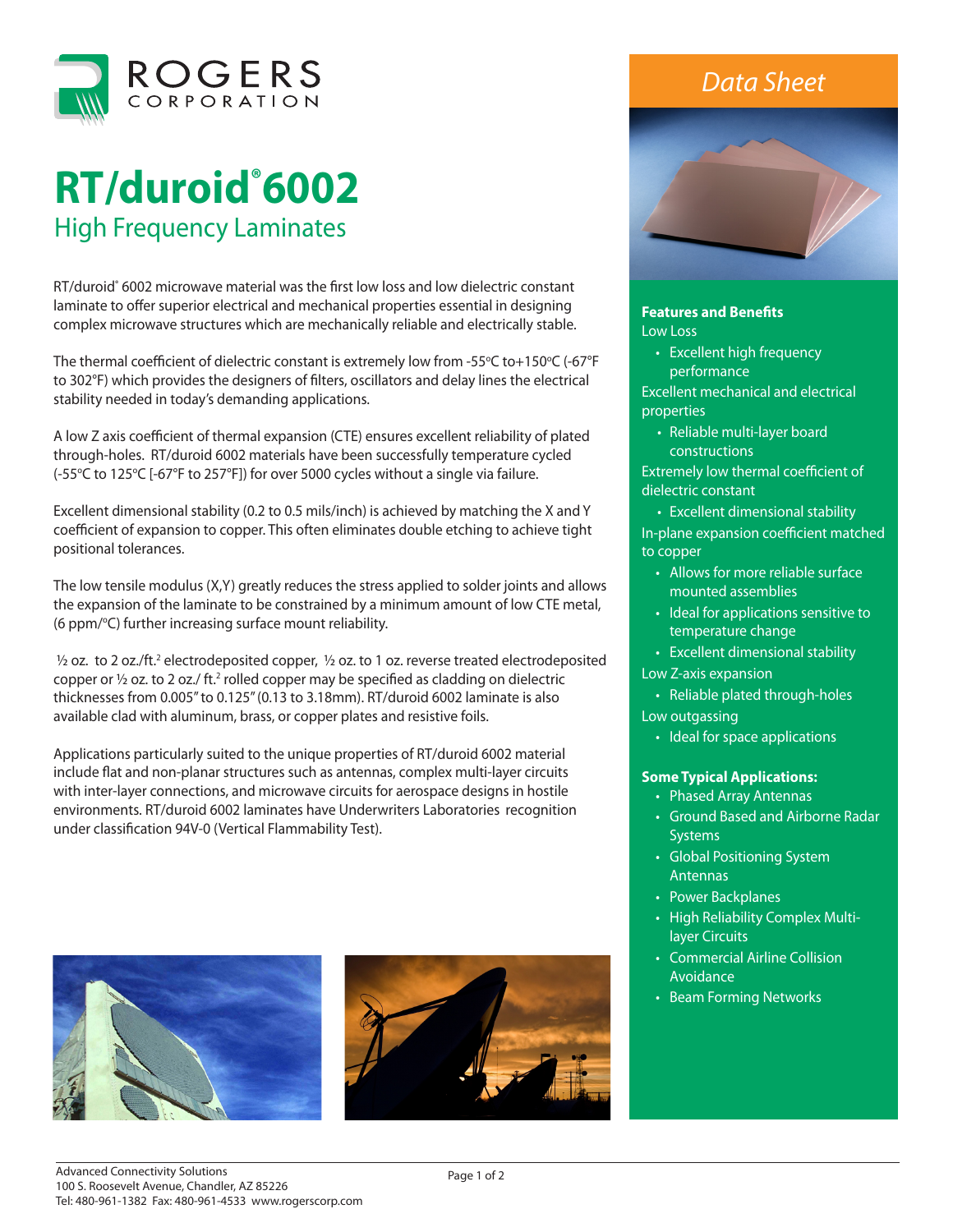ROGERS CORPORATION

# RT/duroid® 6002

## High Frequency Laminates

*Data Sheet*

RT/duroid® 6002 microwave material was the first low loss and low dielectric constant laminate to offer superior electrical and mechanical properties essential in designing complex microwave structures which are mechanically reliable and electrically stable.

The thermal coefficient of dielectric constant is extremely low from -55ºC to+150ºC (-67°F to 302°F) which provides the designers of filters, oscillators and delay lines the electrical stability needed in today's demanding applications.

A low Z axis coefficient of thermal expansion (CTE) ensures excellent reliability of plated through-holes. RT/duroid 6002 materials have been successfully temperature cycled (-55ºC to 125ºC [-67°F to 257°F]) for over 5000 cycles without a single via failure.

Excellent dimensional stability (0.2 to 0.5 mils/inch) is achieved by matching the X and Y coefficient of expansion to copper. This often eliminates double etching to achieve tight positional tolerances.

The low tensile modulus (X,Y) greatly reduces the stress applied to solder joints and allows the expansion of the laminate to be constrained by a minimum amount of low CTE metal, (6 ppm/ºC) further increasing surface mount reliability.

½ oz. to 2 oz./ft.² electrodeposited copper, ½ oz. to 1 oz. reverse treated electrodeposited copper or ½ oz. to 2 oz./ ft.² rolled copper may be specified as cladding on dielectric thicknesses from 0.005" to 0.125" (0.13 to 3.18mm). RT/duroid 6002 laminate is also available clad with aluminum, brass, or copper plates and resistive foils.

Applications particularly suited to the unique properties of RT/duroid 6002 material include flat and non-planar structures such as antennas, complex multi-layer circuits with inter-layer connections, and microwave circuits for aerospace designs in hostile environments. RT/duroid 6002 laminates have Underwriters Laboratories recognition under classification 94V-0 (Vertical Flammability Test).

### Features and Benefits

Low Loss
- Excellent high frequency performance

Excellent mechanical and electrical properties
- Reliable multi-layer board constructions

Extremely low thermal coefficient of dielectric constant
- Excellent dimensional stability

In-plane expansion coefficient matched to copper
- Allows for more reliable surface mounted assemblies
- Ideal for applications sensitive to temperature change
- Excellent dimensional stability

Low Z-axis expansion
- Reliable plated through-holes

Low outgassing
- Ideal for space applications

### Some Typical Applications:

- Phased Array Antennas
- Ground Based and Airborne Radar Systems
- Global Positioning System Antennas
- Power Backplanes
- High Reliability Complex Multi-layer Circuits
- Commercial Airline Collision Avoidance
- Beam Forming Networks

Advanced Connectivity Solutions
100 S. Roosevelt Avenue, Chandler, AZ 85226
Tel: 480-961-1382 Fax: 480-961-4533 www.rogerscorp.com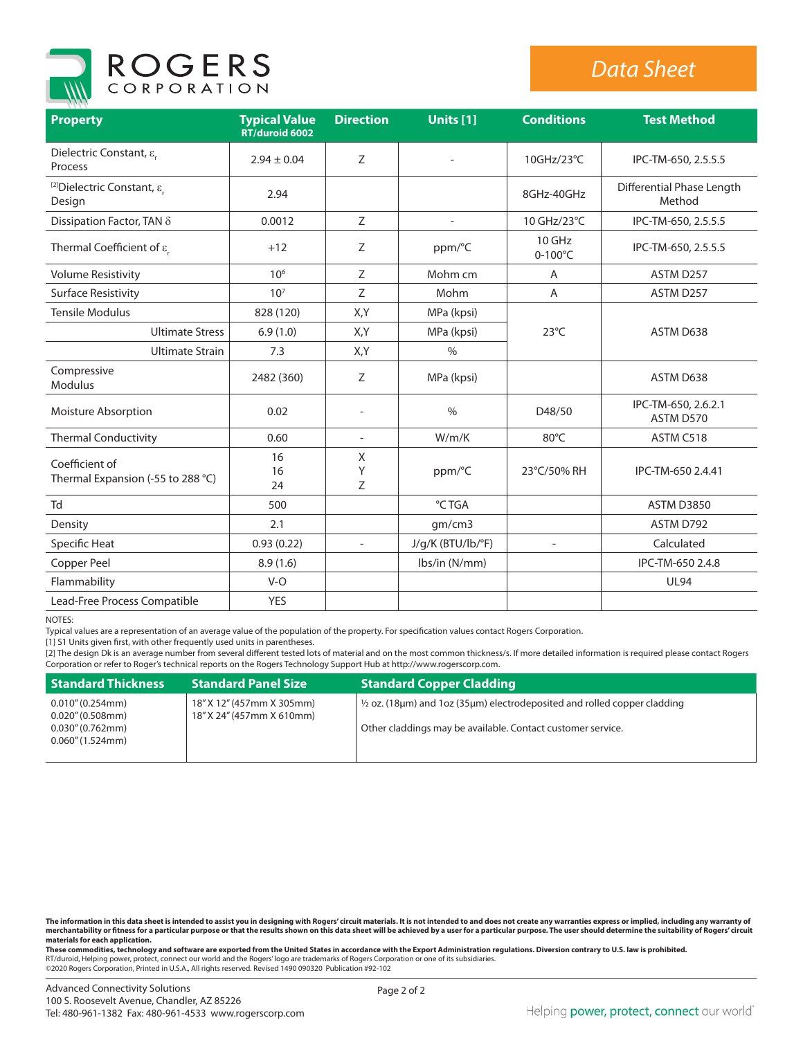# ROGERS CORPORATION

## Data Sheet

| Property | Typical Value RT/duroid 6002 | Direction | Units [1] | Conditions | Test Method |
|---|---|---|---|---|---|
| Dielectric Constant, $\varepsilon_r$ Process | 2.94 ± 0.04 | Z | - | 10GHz/23°C | IPC-TM-650, 2.5.5.5 |
| [2]Dielectric Constant, $\varepsilon_r$ Design | 2.94 | | | 8GHz-40GHz | Differential Phase Length Method |
| Dissipation Factor, TAN $\delta$ | 0.0012 | Z | - | 10 GHz/23°C | IPC-TM-650, 2.5.5.5 |
| Thermal Coefficient of $\varepsilon_r$ | +12 | Z | ppm/°C | 10 GHz 0-100°C | IPC-TM-650, 2.5.5.5 |
| Volume Resistivity | $10^6$ | Z | Mohm cm | A | ASTM D257 |
| Surface Resistivity | $10^7$ | Z | Mohm | A | ASTM D257 |
| Tensile Modulus | 828 (120) | X,Y | MPa (kpsi) | 23°C | ASTM D638 |
| Ultimate Stress | 6.9 (1.0) | X,Y | MPa (kpsi) | | |
| Ultimate Strain | 7.3 | X,Y | % | | |
| Compressive Modulus | 2482 (360) | Z | MPa (kpsi) | | ASTM D638 |
| Moisture Absorption | 0.02 | - | % | D48/50 | IPC-TM-650, 2.6.2.1 ASTM D570 |
| Thermal Conductivity | 0.60 | - | W/m/K | 80°C | ASTM C518 |
| Coefficient of Thermal Expansion (-55 to 288 °C) | 16<br>16<br>24 | X<br>Y<br>Z | ppm/°C | 23°C/50% RH | IPC-TM-650 2.4.41 |
| Td | 500 | | °C TGA | | ASTM D3850 |
| Density | 2.1 | | gm/cm3 | | ASTM D792 |
| Specific Heat | 0.93 (0.22) | - | J/g/K (BTU/lb/°F) | - | Calculated |
| Copper Peel | 8.9 (1.6) | | lbs/in (N/mm) | | IPC-TM-650 2.4.8 |
| Flammability | V-O | | | | UL94 |
| Lead-Free Process Compatible | YES | | | | |

NOTES:
Typical values are a representation of an average value of the population of the property. For specification values contact Rogers Corporation.
[1] S1 Units given first, with other frequently used units in parentheses.
[2] The design Dk is an average number from several different tested lots of material and on the most common thickness/s. If more detailed information is required please contact Rogers Corporation or refer to Roger's technical reports on the Rogers Technology Support Hub at http://www.rogerscorp.com.

| Standard Thickness | Standard Panel Size | Standard Copper Cladding |
|---|---|---|
| 0.010" (0.254mm)<br>0.020" (0.508mm)<br>0.030" (0.762mm)<br>0.060" (1.524mm) | 18" X 12" (457mm X 305mm)<br>18" X 24" (457mm X 610mm) | ½ oz. (18µm) and 1oz (35µm) electrodeposited and rolled copper cladding<br><br>Other claddings may be available. Contact customer service. |

**The information in this data sheet is intended to assist you in designing with Rogers' circuit materials. It is not intended to and does not create any warranties express or implied, including any warranty of merchantability or fitness for a particular purpose or that the results shown on this data sheet will be achieved by a user for a particular purpose. The user should determine the suitability of Rogers' circuit materials for each application.**

**These commodities, technology and software are exported from the United States in accordance with the Export Administration regulations. Diversion contrary to U.S. law is prohibited.**

RT/duroid, Helping power, protect, connect our world and the Rogers' logo are trademarks of Rogers Corporation or one of its subsidiaries.
©2020 Rogers Corporation, Printed in U.S.A., All rights reserved. Revised 1490 090320 Publication #92-102

Advanced Connectivity Solutions
100 S. Roosevelt Avenue, Chandler, AZ 85226
Tel: 480-961-1382 Fax: 480-961-4533 www.rogerscorp.com

Helping power, protect, connect our world